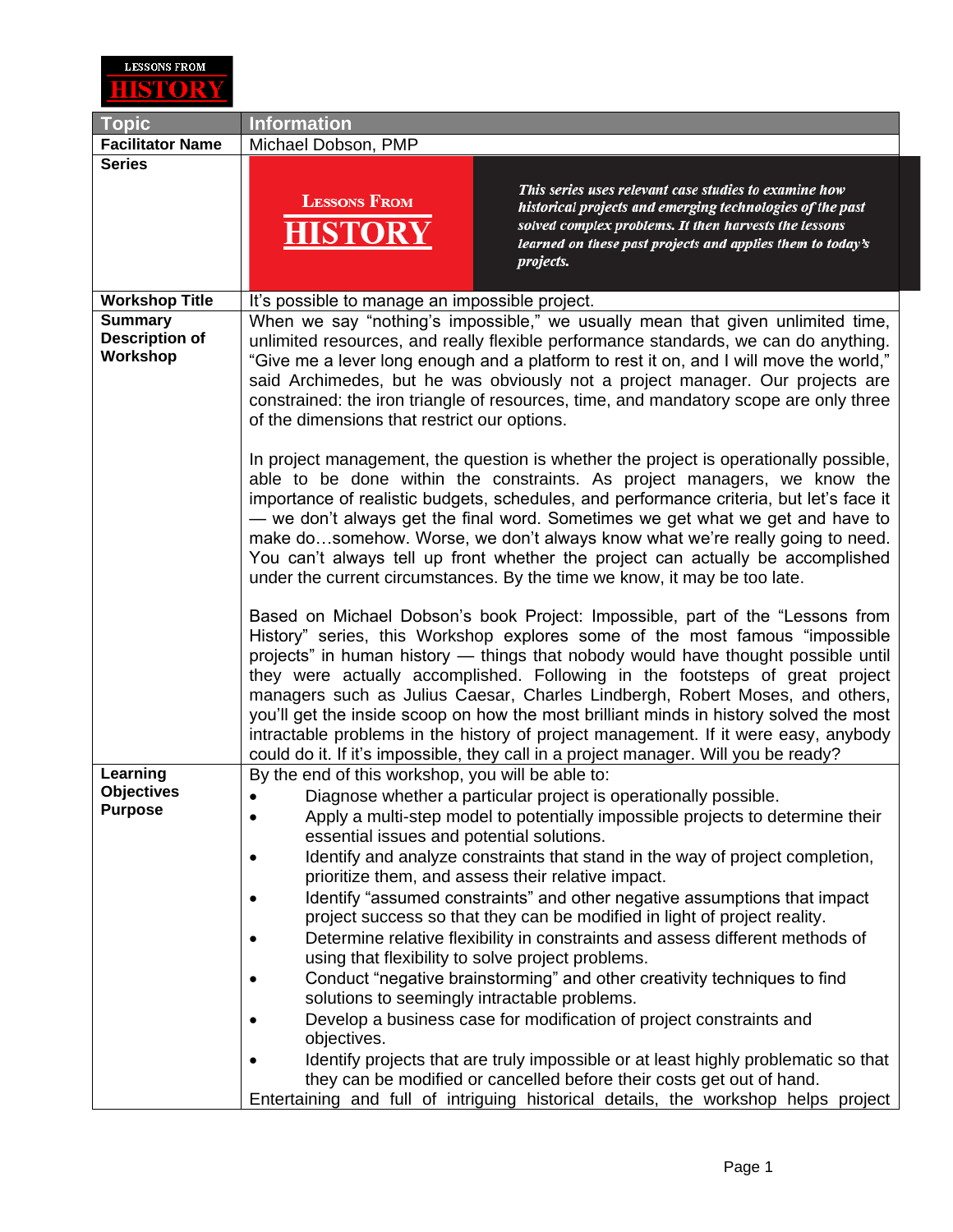**LESSONS FROM HISTORY**

| Topic | Information |
| --- | --- |
| **Facilitator Name** | Michael Dobson, PMP |
| **Series** | **LESSONS FROM HISTORY** *This series uses relevant case studies to examine how historical projects and emerging technologies of the past solved complex problems. It then harvests the lessons learned on these past projects and applies them to today's projects.* |
| **Workshop Title** | It's possible to manage an impossible project. |
| **Summary Description of Workshop** | When we say "nothing's impossible," we usually mean that given unlimited time, unlimited resources, and really flexible performance standards, we can do anything. "Give me a lever long enough and a platform to rest it on, and I will move the world," said Archimedes, but he was obviously not a project manager. Our projects are constrained: the iron triangle of resources, time, and mandatory scope are only three of the dimensions that restrict our options.<br><br>In project management, the question is whether the project is operationally possible, able to be done within the constraints. As project managers, we know the importance of realistic budgets, schedules, and performance criteria, but let's face it — we don't always get the final word. Sometimes we get what we get and have to make do…somehow. Worse, we don't always know what we're really going to need. You can't always tell up front whether the project can actually be accomplished under the current circumstances. By the time we know, it may be too late.<br><br>Based on Michael Dobson's book Project: Impossible, part of the "Lessons from History" series, this Workshop explores some of the most famous "impossible projects" in human history — things that nobody would have thought possible until they were actually accomplished. Following in the footsteps of great project managers such as Julius Caesar, Charles Lindbergh, Robert Moses, and others, you'll get the inside scoop on how the most brilliant minds in history solved the most intractable problems in the history of project management. If it were easy, anybody could do it. If it's impossible, they call in a project manager. Will you be ready? |
| **Learning Objectives Purpose** | By the end of this workshop, you will be able to:<br>• Diagnose whether a particular project is operationally possible.<br>• Apply a multi-step model to potentially impossible projects to determine their essential issues and potential solutions.<br>• Identify and analyze constraints that stand in the way of project completion, prioritize them, and assess their relative impact.<br>• Identify "assumed constraints" and other negative assumptions that impact project success so that they can be modified in light of project reality.<br>• Determine relative flexibility in constraints and assess different methods of using that flexibility to solve project problems.<br>• Conduct "negative brainstorming" and other creativity techniques to find solutions to seemingly intractable problems.<br>• Develop a business case for modification of project constraints and objectives.<br>• Identify projects that are truly impossible or at least highly problematic so that they can be modified or cancelled before their costs get out of hand.<br>Entertaining and full of intriguing historical details, the workshop helps project |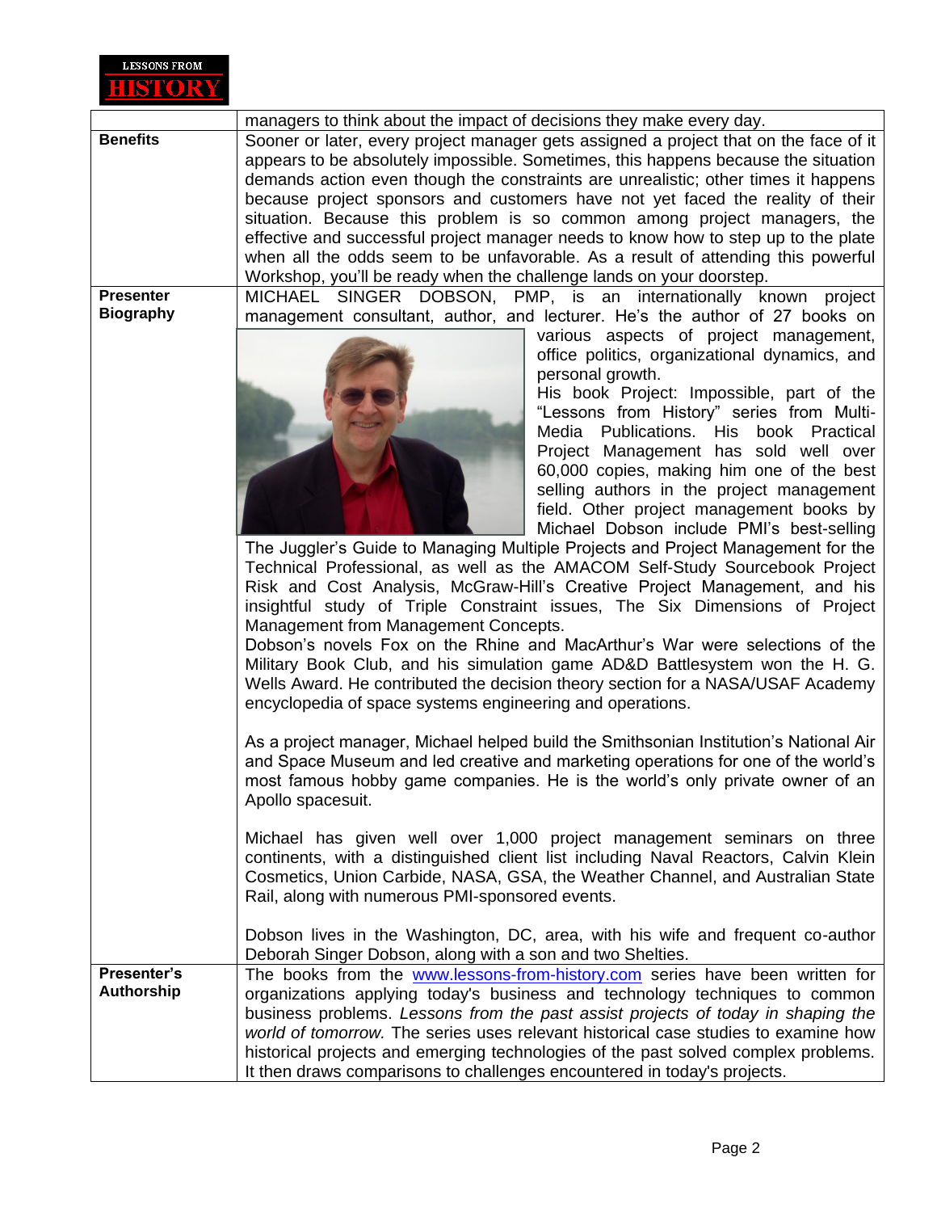| | |
|---|---|
| | managers to think about the impact of decisions they make every day. |
| **Benefits** | Sooner or later, every project manager gets assigned a project that on the face of it appears to be absolutely impossible. Sometimes, this happens because the situation demands action even though the constraints are unrealistic; other times it happens because project sponsors and customers have not yet faced the reality of their situation. Because this problem is so common among project managers, the effective and successful project manager needs to know how to step up to the plate when all the odds seem to be unfavorable. As a result of attending this powerful Workshop, you'll be ready when the challenge lands on your doorstep. |
| **Presenter Biography** | MICHAEL SINGER DOBSON, PMP, is an internationally known project management consultant, author, and lecturer. He's the author of 27 books on various aspects of project management, office politics, organizational dynamics, and personal growth.<br>His book Project: Impossible, part of the "Lessons from History" series from Multi-Media Publications. His book Practical Project Management has sold well over 60,000 copies, making him one of the best selling authors in the project management field. Other project management books by Michael Dobson include PMI's best-selling The Juggler's Guide to Managing Multiple Projects and Project Management for the Technical Professional, as well as the AMACOM Self-Study Sourcebook Project Risk and Cost Analysis, McGraw-Hill's Creative Project Management, and his insightful study of Triple Constraint issues, The Six Dimensions of Project Management from Management Concepts.<br>Dobson's novels Fox on the Rhine and MacArthur's War were selections of the Military Book Club, and his simulation game AD&D Battlesystem won the H. G. Wells Award. He contributed the decision theory section for a NASA/USAF Academy encyclopedia of space systems engineering and operations.<br><br>As a project manager, Michael helped build the Smithsonian Institution's National Air and Space Museum and led creative and marketing operations for one of the world's most famous hobby game companies. He is the world's only private owner of an Apollo spacesuit.<br><br>Michael has given well over 1,000 project management seminars on three continents, with a distinguished client list including Naval Reactors, Calvin Klein Cosmetics, Union Carbide, NASA, GSA, the Weather Channel, and Australian State Rail, along with numerous PMI-sponsored events.<br><br>Dobson lives in the Washington, DC, area, with his wife and frequent co-author Deborah Singer Dobson, along with a son and two Shelties. |
| **Presenter's Authorship** | The books from the www.lessons-from-history.com series have been written for organizations applying today's business and technology techniques to common business problems. *Lessons from the past assist projects of today in shaping the world of tomorrow.* The series uses relevant historical case studies to examine how historical projects and emerging technologies of the past solved complex problems. It then draws comparisons to challenges encountered in today's projects. |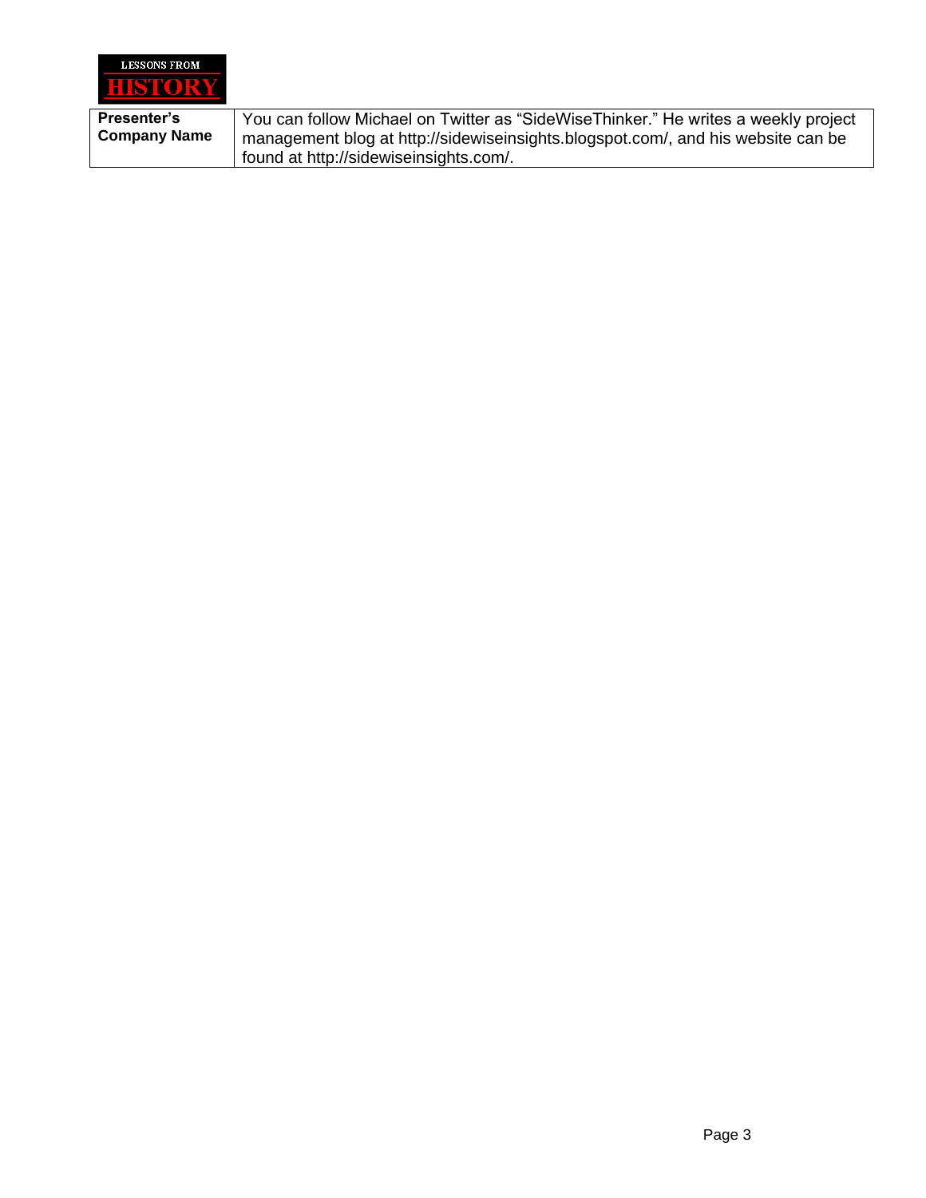| | |
|---|---|
| **Presenter's Company Name** | You can follow Michael on Twitter as "SideWiseThinker." He writes a weekly project management blog at http://sidewiseinsights.blogspot.com/, and his website can be found at http://sidewiseinsights.com/. |